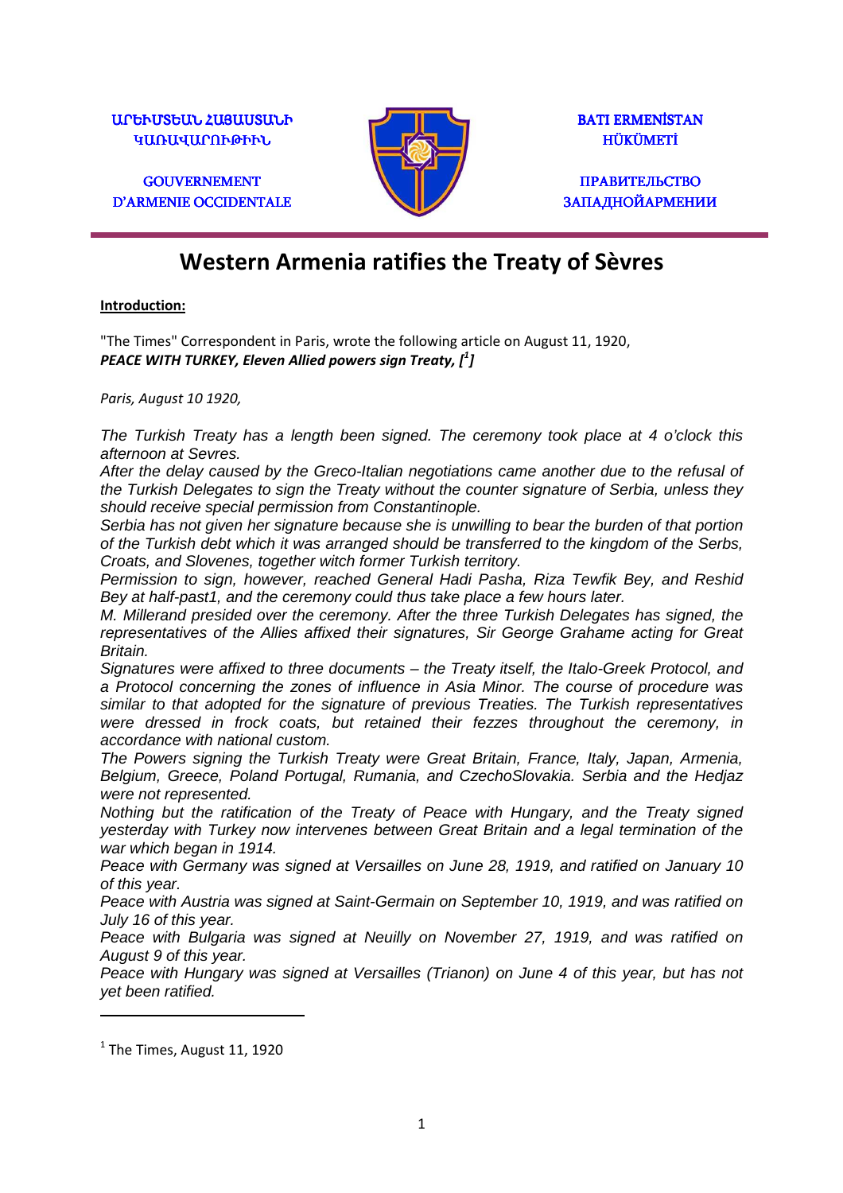ԱՐԵՒՄՏԵԱՆ ՀԱՅԱՍՏԱՆԻ ԿԱՌԱՎԱՐՈՒԹԻՒՆ

GOUVERNEMENT D'ARMENIE OCCIDENTALE

BATI ERMENİSTAN HÜKÜMETİ

ПРАВИТЕЛЬСТВО ЗАПАДНОЙАРМЕНИИ

# Western Armenia ratifies the Treaty of Sèvres

**Introduction:**

"The Times" Correspondent in Paris, wrote the following article on August 11, 1920,
***PEACE WITH TURKEY, Eleven Allied powers sign Treaty, [[1]]***

*Paris, August 10 1920,*

*The Turkish Treaty has a length been signed. The ceremony took place at 4 o'clock this afternoon at Sevres.*
*After the delay caused by the Greco-Italian negotiations came another due to the refusal of the Turkish Delegates to sign the Treaty without the counter signature of Serbia, unless they should receive special permission from Constantinople.*
*Serbia has not given her signature because she is unwilling to bear the burden of that portion of the Turkish debt which it was arranged should be transferred to the kingdom of the Serbs, Croats, and Slovenes, together witch former Turkish territory.*
*Permission to sign, however, reached General Hadi Pasha, Riza Tewfik Bey, and Reshid Bey at half-past1, and the ceremony could thus take place a few hours later.*
*M. Millerand presided over the ceremony. After the three Turkish Delegates has signed, the representatives of the Allies affixed their signatures, Sir George Grahame acting for Great Britain.*
*Signatures were affixed to three documents – the Treaty itself, the Italo-Greek Protocol, and a Protocol concerning the zones of influence in Asia Minor. The course of procedure was similar to that adopted for the signature of previous Treaties. The Turkish representatives were dressed in frock coats, but retained their fezzes throughout the ceremony, in accordance with national custom.*
*The Powers signing the Turkish Treaty were Great Britain, France, Italy, Japan, Armenia, Belgium, Greece, Poland Portugal, Rumania, and CzechoSlovakia. Serbia and the Hedjaz were not represented.*
*Nothing but the ratification of the Treaty of Peace with Hungary, and the Treaty signed yesterday with Turkey now intervenes between Great Britain and a legal termination of the war which began in 1914.*
*Peace with Germany was signed at Versailles on June 28, 1919, and ratified on January 10 of this year.*
*Peace with Austria was signed at Saint-Germain on September 10, 1919, and was ratified on July 16 of this year.*
*Peace with Bulgaria was signed at Neuilly on November 27, 1919, and was ratified on August 9 of this year.*
*Peace with Hungary was signed at Versailles (Trianon) on June 4 of this year, but has not yet been ratified.*

---

[1] The Times, August 11, 1920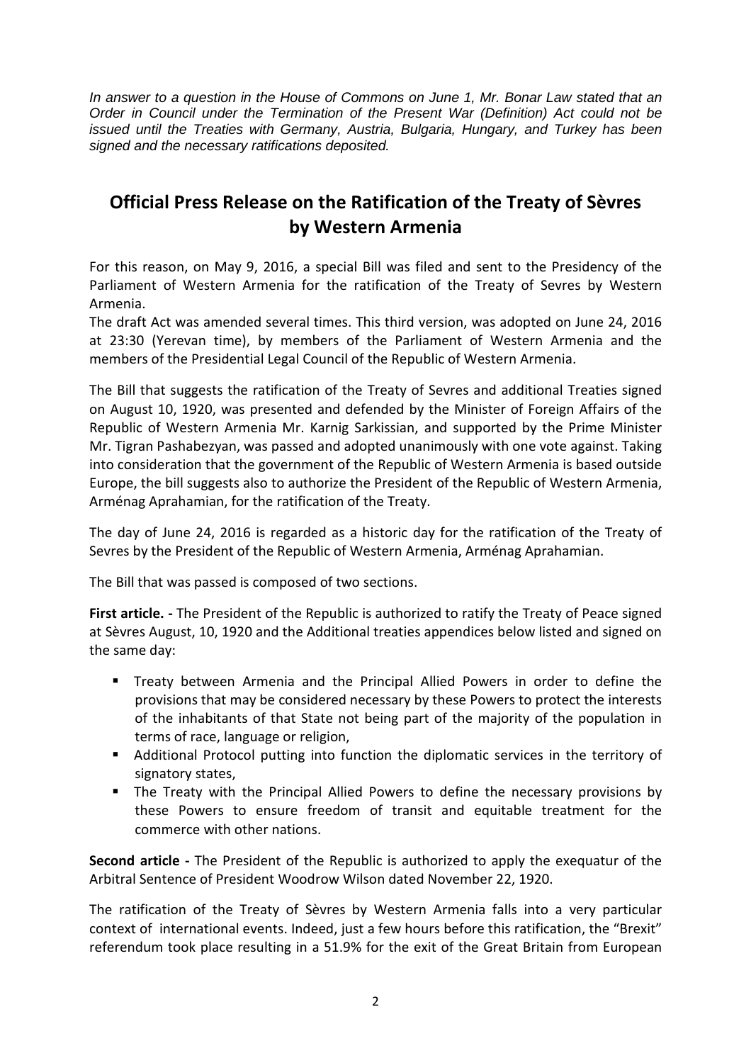*In answer to a question in the House of Commons on June 1, Mr. Bonar Law stated that an Order in Council under the Termination of the Present War (Definition) Act could not be issued until the Treaties with Germany, Austria, Bulgaria, Hungary, and Turkey has been signed and the necessary ratifications deposited.*

## Official Press Release on the Ratification of the Treaty of Sèvres by Western Armenia

For this reason, on May 9, 2016, a special Bill was filed and sent to the Presidency of the Parliament of Western Armenia for the ratification of the Treaty of Sevres by Western Armenia.

The draft Act was amended several times. This third version, was adopted on June 24, 2016 at 23:30 (Yerevan time), by members of the Parliament of Western Armenia and the members of the Presidential Legal Council of the Republic of Western Armenia.

The Bill that suggests the ratification of the Treaty of Sevres and additional Treaties signed on August 10, 1920, was presented and defended by the Minister of Foreign Affairs of the Republic of Western Armenia Mr. Karnig Sarkissian, and supported by the Prime Minister Mr. Tigran Pashabezyan, was passed and adopted unanimously with one vote against. Taking into consideration that the government of the Republic of Western Armenia is based outside Europe, the bill suggests also to authorize the President of the Republic of Western Armenia, Arménag Aprahamian, for the ratification of the Treaty.

The day of June 24, 2016 is regarded as a historic day for the ratification of the Treaty of Sevres by the President of the Republic of Western Armenia, Arménag Aprahamian.

The Bill that was passed is composed of two sections.

**First article. -** The President of the Republic is authorized to ratify the Treaty of Peace signed at Sèvres August, 10, 1920 and the Additional treaties appendices below listed and signed on the same day:

- Treaty between Armenia and the Principal Allied Powers in order to define the provisions that may be considered necessary by these Powers to protect the interests of the inhabitants of that State not being part of the majority of the population in terms of race, language or religion,
- Additional Protocol putting into function the diplomatic services in the territory of signatory states,
- The Treaty with the Principal Allied Powers to define the necessary provisions by these Powers to ensure freedom of transit and equitable treatment for the commerce with other nations.

**Second article -** The President of the Republic is authorized to apply the exequatur of the Arbitral Sentence of President Woodrow Wilson dated November 22, 1920.

The ratification of the Treaty of Sèvres by Western Armenia falls into a very particular context of international events. Indeed, just a few hours before this ratification, the "Brexit" referendum took place resulting in a 51.9% for the exit of the Great Britain from European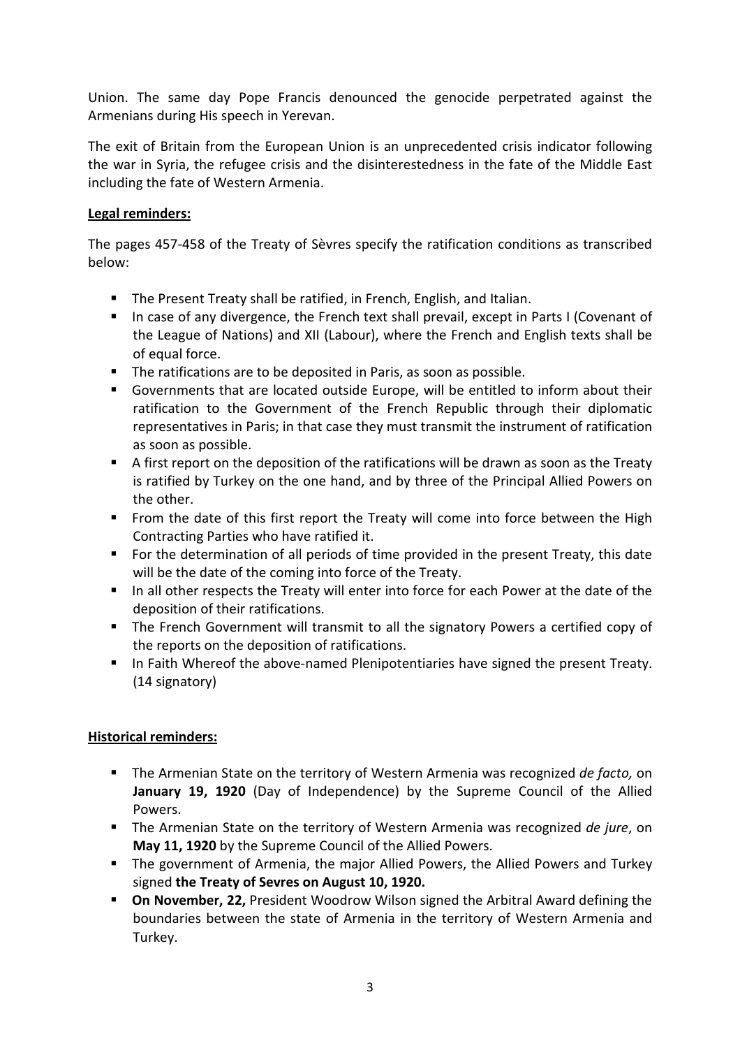Union. The same day Pope Francis denounced the genocide perpetrated against the Armenians during His speech in Yerevan.

The exit of Britain from the European Union is an unprecedented crisis indicator following the war in Syria, the refugee crisis and the disinterestedness in the fate of the Middle East including the fate of Western Armenia.

**Legal reminders:**

The pages 457-458 of the Treaty of Sèvres specify the ratification conditions as transcribed below:

- The Present Treaty shall be ratified, in French, English, and Italian.
- In case of any divergence, the French text shall prevail, except in Parts I (Covenant of the League of Nations) and XII (Labour), where the French and English texts shall be of equal force.
- The ratifications are to be deposited in Paris, as soon as possible.
- Governments that are located outside Europe, will be entitled to inform about their ratification to the Government of the French Republic through their diplomatic representatives in Paris; in that case they must transmit the instrument of ratification as soon as possible.
- A first report on the deposition of the ratifications will be drawn as soon as the Treaty is ratified by Turkey on the one hand, and by three of the Principal Allied Powers on the other.
- From the date of this first report the Treaty will come into force between the High Contracting Parties who have ratified it.
- For the determination of all periods of time provided in the present Treaty, this date will be the date of the coming into force of the Treaty.
- In all other respects the Treaty will enter into force for each Power at the date of the deposition of their ratifications.
- The French Government will transmit to all the signatory Powers a certified copy of the reports on the deposition of ratifications.
- In Faith Whereof the above-named Plenipotentiaries have signed the present Treaty. (14 signatory)

**Historical reminders:**

- The Armenian State on the territory of Western Armenia was recognized *de facto,* on **January 19, 1920** (Day of Independence) by the Supreme Council of the Allied Powers.
- The Armenian State on the territory of Western Armenia was recognized *de jure*, on **May 11, 1920** by the Supreme Council of the Allied Powers.
- The government of Armenia, the major Allied Powers, the Allied Powers and Turkey signed **the Treaty of Sevres on August 10, 1920.**
- **On November, 22,** President Woodrow Wilson signed the Arbitral Award defining the boundaries between the state of Armenia in the territory of Western Armenia and Turkey.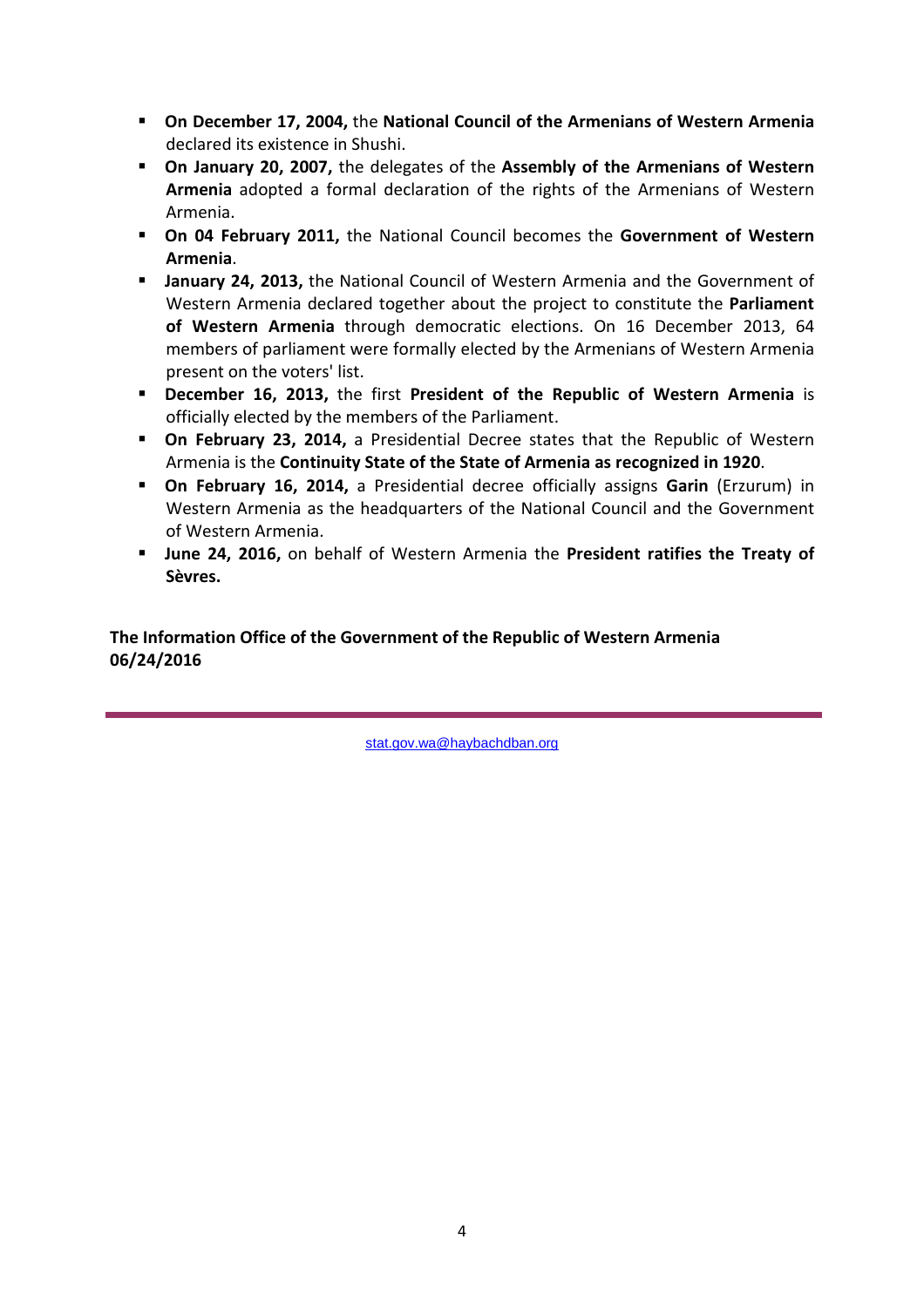- **On December 17, 2004,** the **National Council of the Armenians of Western Armenia** declared its existence in Shushi.
- **On January 20, 2007,** the delegates of the **Assembly of the Armenians of Western Armenia** adopted a formal declaration of the rights of the Armenians of Western Armenia.
- **On 04 February 2011,** the National Council becomes the **Government of Western Armenia**.
- **January 24, 2013,** the National Council of Western Armenia and the Government of Western Armenia declared together about the project to constitute the **Parliament of Western Armenia** through democratic elections. On 16 December 2013, 64 members of parliament were formally elected by the Armenians of Western Armenia present on the voters' list.
- **December 16, 2013,** the first **President of the Republic of Western Armenia** is officially elected by the members of the Parliament.
- **On February 23, 2014,** a Presidential Decree states that the Republic of Western Armenia is the **Continuity State of the State of Armenia as recognized in 1920**.
- **On February 16, 2014,** a Presidential decree officially assigns **Garin** (Erzurum) in Western Armenia as the headquarters of the National Council and the Government of Western Armenia.
- **June 24, 2016,** on behalf of Western Armenia the **President ratifies the Treaty of Sèvres.**

**The Information Office of the Government of the Republic of Western Armenia**
**06/24/2016**

---

stat.gov.wa@haybachdban.org